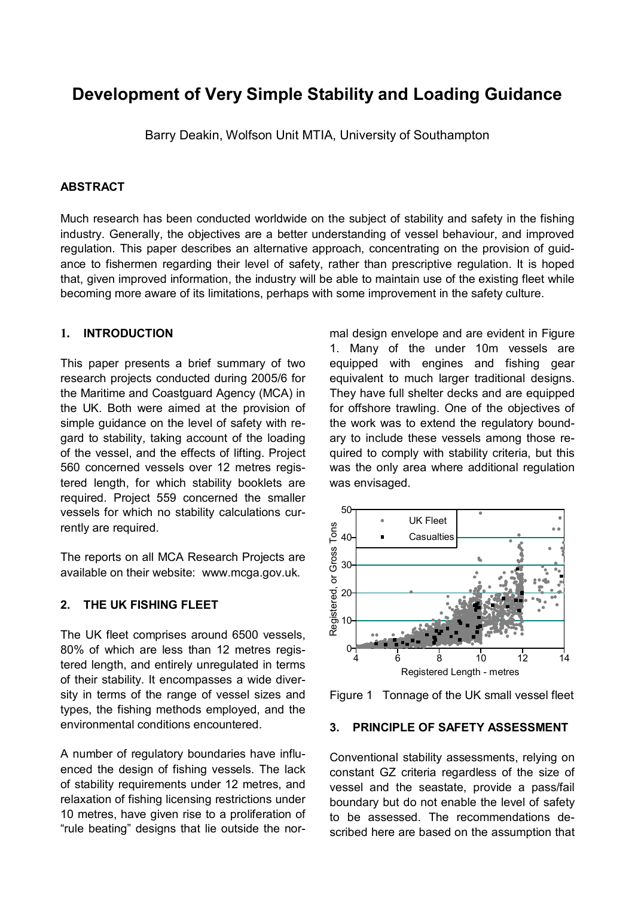# Development of Very Simple Stability and Loading Guidance

Barry Deakin, Wolfson Unit MTIA, University of Southampton

## ABSTRACT

Much research has been conducted worldwide on the subject of stability and safety in the fishing industry. Generally, the objectives are a better understanding of vessel behaviour, and improved regulation. This paper describes an alternative approach, concentrating on the provision of guidance to fishermen regarding their level of safety, rather than prescriptive regulation. It is hoped that, given improved information, the industry will be able to maintain use of the existing fleet while becoming more aware of its limitations, perhaps with some improvement in the safety culture.

## 1. INTRODUCTION

This paper presents a brief summary of two research projects conducted during 2005/6 for the Maritime and Coastguard Agency (MCA) in the UK. Both were aimed at the provision of simple guidance on the level of safety with regard to stability, taking account of the loading of the vessel, and the effects of lifting. Project 560 concerned vessels over 12 metres registered length, for which stability booklets are required. Project 559 concerned the smaller vessels for which no stability calculations currently are required.

The reports on all MCA Research Projects are available on their website: www.mcga.gov.uk.

## 2. THE UK FISHING FLEET

The UK fleet comprises around 6500 vessels, 80% of which are less than 12 metres registered length, and entirely unregulated in terms of their stability. It encompasses a wide diversity in terms of the range of vessel sizes and types, the fishing methods employed, and the environmental conditions encountered.

A number of regulatory boundaries have influenced the design of fishing vessels. The lack of stability requirements under 12 metres, and relaxation of fishing licensing restrictions under 10 metres, have given rise to a proliferation of "rule beating" designs that lie outside the normal design envelope and are evident in Figure 1. Many of the under 10m vessels are equipped with engines and fishing gear equivalent to much larger traditional designs. They have full shelter decks and are equipped for offshore trawling. One of the objectives of the work was to extend the regulatory boundary to include these vessels among those required to comply with stability criteria, but this was the only area where additional regulation was envisaged.

Figure 1 Tonnage of the UK small vessel fleet

## 3. PRINCIPLE OF SAFETY ASSESSMENT

Conventional stability assessments, relying on constant GZ criteria regardless of the size of vessel and the seastate, provide a pass/fail boundary but do not enable the level of safety to be assessed. The recommendations described here are based on the assumption that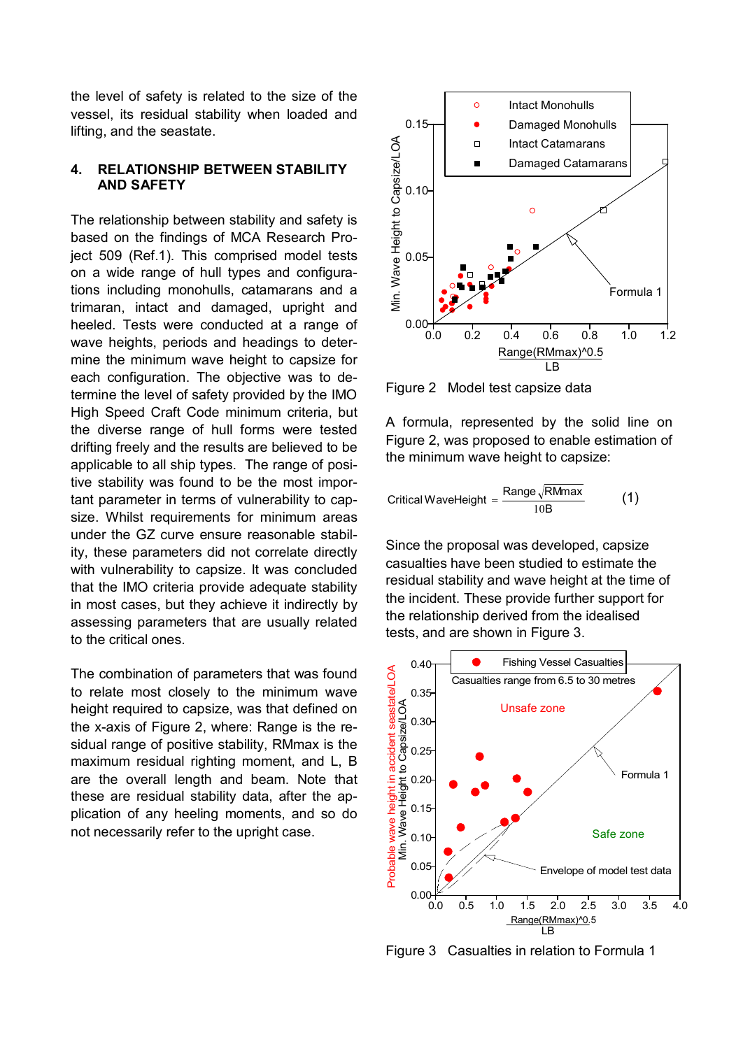the level of safety is related to the size of the vessel, its residual stability when loaded and lifting, and the seastate.

## 4. RELATIONSHIP BETWEEN STABILITY AND SAFETY

The relationship between stability and safety is based on the findings of MCA Research Project 509 (Ref.1). This comprised model tests on a wide range of hull types and configurations including monohulls, catamarans and a trimaran, intact and damaged, upright and heeled. Tests were conducted at a range of wave heights, periods and headings to determine the minimum wave height to capsize for each configuration. The objective was to determine the level of safety provided by the IMO High Speed Craft Code minimum criteria, but the diverse range of hull forms were tested drifting freely and the results are believed to be applicable to all ship types. The range of positive stability was found to be the most important parameter in terms of vulnerability to capsize. Whilst requirements for minimum areas under the GZ curve ensure reasonable stability, these parameters did not correlate directly with vulnerability to capsize. It was concluded that the IMO criteria provide adequate stability in most cases, but they achieve it indirectly by assessing parameters that are usually related to the critical ones.

The combination of parameters that was found to relate most closely to the minimum wave height required to capsize, was that defined on the x-axis of Figure 2, where: Range is the residual range of positive stability, RMmax is the maximum residual righting moment, and L, B are the overall length and beam. Note that these are residual stability data, after the application of any heeling moments, and so do not necessarily refer to the upright case.

Figure 2 Model test capsize data

A formula, represented by the solid line on Figure 2, was proposed to enable estimation of the minimum wave height to capsize:

$$\text{Critical Wave Height} = \frac{\text{Range}\sqrt{\text{RMmax}}}{10\text{B}} \qquad (1)$$

Since the proposal was developed, capsize casualties have been studied to estimate the residual stability and wave height at the time of the incident. These provide further support for the relationship derived from the idealised tests, and are shown in Figure 3.

Figure 3 Casualties in relation to Formula 1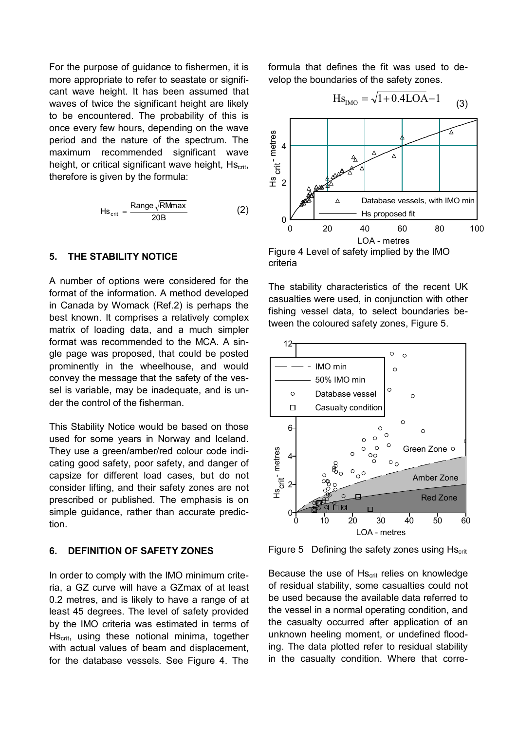For the purpose of guidance to fishermen, it is more appropriate to refer to seastate or significant wave height. It has been assumed that waves of twice the significant height are likely to be encountered. The probability of this is once every few hours, depending on the wave period and the nature of the spectrum. The maximum recommended significant wave height, or critical significant wave height, $Hs_{crit}$, therefore is given by the formula:

$$Hs_{crit} = \frac{\text{Range}\sqrt{\text{RMmax}}}{20\text{B}} \qquad (2)$$

## 5. THE STABILITY NOTICE

A number of options were considered for the format of the information. A method developed in Canada by Womack (Ref.2) is perhaps the best known. It comprises a relatively complex matrix of loading data, and a much simpler format was recommended to the MCA. A single page was proposed, that could be posted prominently in the wheelhouse, and would convey the message that the safety of the vessel is variable, may be inadequate, and is under the control of the fisherman.

This Stability Notice would be based on those used for some years in Norway and Iceland. They use a green/amber/red colour code indicating good safety, poor safety, and danger of capsize for different load cases, but do not consider lifting, and their safety zones are not prescribed or published. The emphasis is on simple guidance, rather than accurate prediction.

## 6. DEFINITION OF SAFETY ZONES

In order to comply with the IMO minimum criteria, a GZ curve will have a GZmax of at least 0.2 metres, and is likely to have a range of at least 45 degrees. The level of safety provided by the IMO criteria was estimated in terms of $Hs_{crit}$, using these notional minima, together with actual values of beam and displacement, for the database vessels. See Figure 4. The formula that defines the fit was used to develop the boundaries of the safety zones.

$$Hs_{IMO} = \sqrt{1 + 0.4LOA} - 1 \qquad (3)$$

Figure 4 Level of safety implied by the IMO criteria

The stability characteristics of the recent UK casualties were used, in conjunction with other fishing vessel data, to select boundaries between the coloured safety zones, Figure 5.

Figure 5 Defining the safety zones using $Hs_{crit}$

Because the use of $Hs_{crit}$ relies on knowledge of residual stability, some casualties could not be used because the available data referred to the vessel in a normal operating condition, and the casualty occurred after application of an unknown heeling moment, or undefined flooding. The data plotted refer to residual stability in the casualty condition. Where that corre-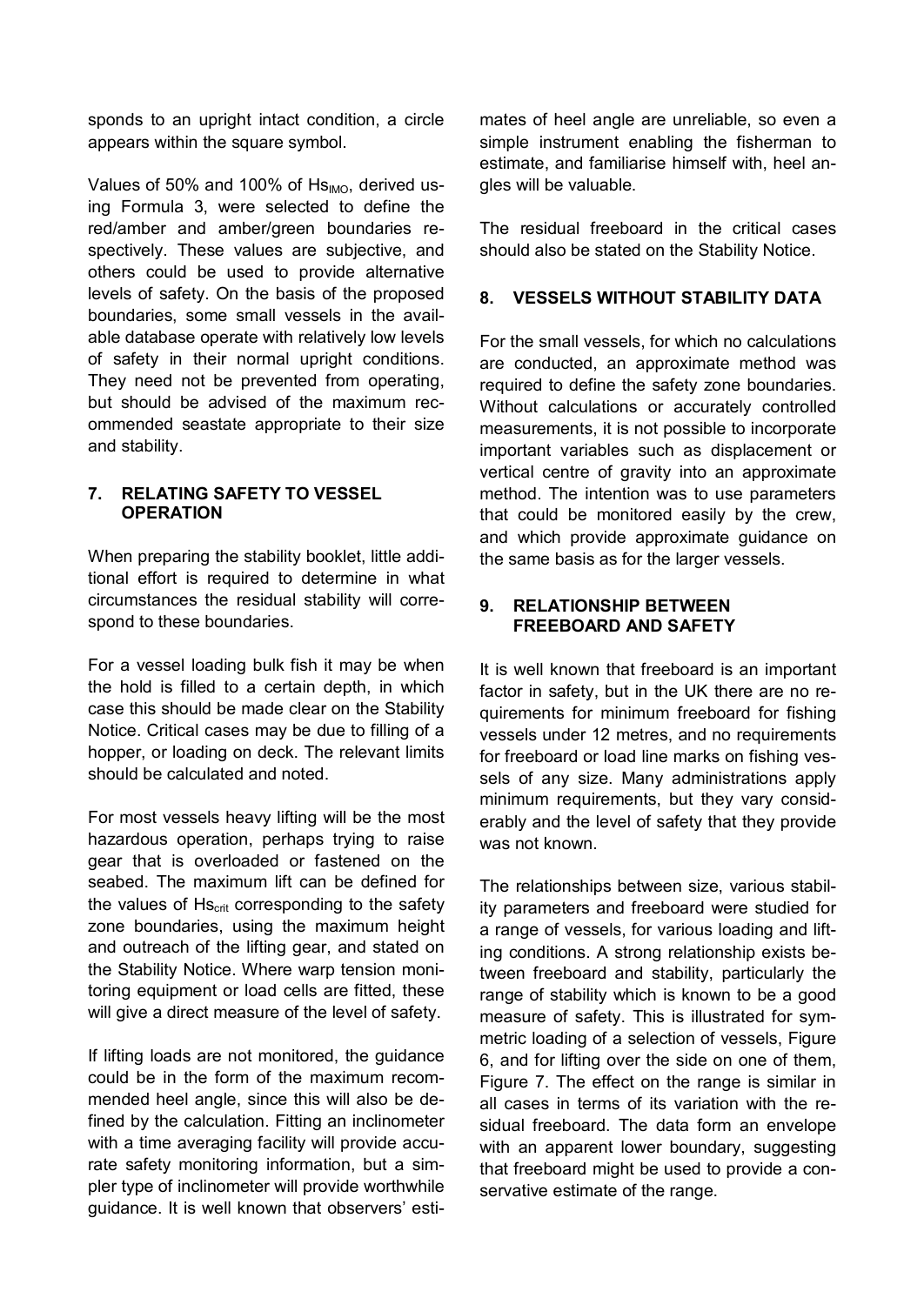sponds to an upright intact condition, a circle appears within the square symbol.

Values of 50% and 100% of $Hs_{IMO}$, derived using Formula 3, were selected to define the red/amber and amber/green boundaries respectively. These values are subjective, and others could be used to provide alternative levels of safety. On the basis of the proposed boundaries, some small vessels in the available database operate with relatively low levels of safety in their normal upright conditions. They need not be prevented from operating, but should be advised of the maximum recommended seastate appropriate to their size and stability.

## 7. RELATING SAFETY TO VESSEL OPERATION

When preparing the stability booklet, little additional effort is required to determine in what circumstances the residual stability will correspond to these boundaries.

For a vessel loading bulk fish it may be when the hold is filled to a certain depth, in which case this should be made clear on the Stability Notice. Critical cases may be due to filling of a hopper, or loading on deck. The relevant limits should be calculated and noted.

For most vessels heavy lifting will be the most hazardous operation, perhaps trying to raise gear that is overloaded or fastened on the seabed. The maximum lift can be defined for the values of $Hs_{crit}$ corresponding to the safety zone boundaries, using the maximum height and outreach of the lifting gear, and stated on the Stability Notice. Where warp tension monitoring equipment or load cells are fitted, these will give a direct measure of the level of safety.

If lifting loads are not monitored, the guidance could be in the form of the maximum recommended heel angle, since this will also be defined by the calculation. Fitting an inclinometer with a time averaging facility will provide accurate safety monitoring information, but a simpler type of inclinometer will provide worthwhile guidance. It is well known that observers' estimates of heel angle are unreliable, so even a simple instrument enabling the fisherman to estimate, and familiarise himself with, heel angles will be valuable.

The residual freeboard in the critical cases should also be stated on the Stability Notice.

## 8. VESSELS WITHOUT STABILITY DATA

For the small vessels, for which no calculations are conducted, an approximate method was required to define the safety zone boundaries. Without calculations or accurately controlled measurements, it is not possible to incorporate important variables such as displacement or vertical centre of gravity into an approximate method. The intention was to use parameters that could be monitored easily by the crew, and which provide approximate guidance on the same basis as for the larger vessels.

## 9. RELATIONSHIP BETWEEN FREEBOARD AND SAFETY

It is well known that freeboard is an important factor in safety, but in the UK there are no requirements for minimum freeboard for fishing vessels under 12 metres, and no requirements for freeboard or load line marks on fishing vessels of any size. Many administrations apply minimum requirements, but they vary considerably and the level of safety that they provide was not known.

The relationships between size, various stability parameters and freeboard were studied for a range of vessels, for various loading and lifting conditions. A strong relationship exists between freeboard and stability, particularly the range of stability which is known to be a good measure of safety. This is illustrated for symmetric loading of a selection of vessels, Figure 6, and for lifting over the side on one of them, Figure 7. The effect on the range is similar in all cases in terms of its variation with the residual freeboard. The data form an envelope with an apparent lower boundary, suggesting that freeboard might be used to provide a conservative estimate of the range.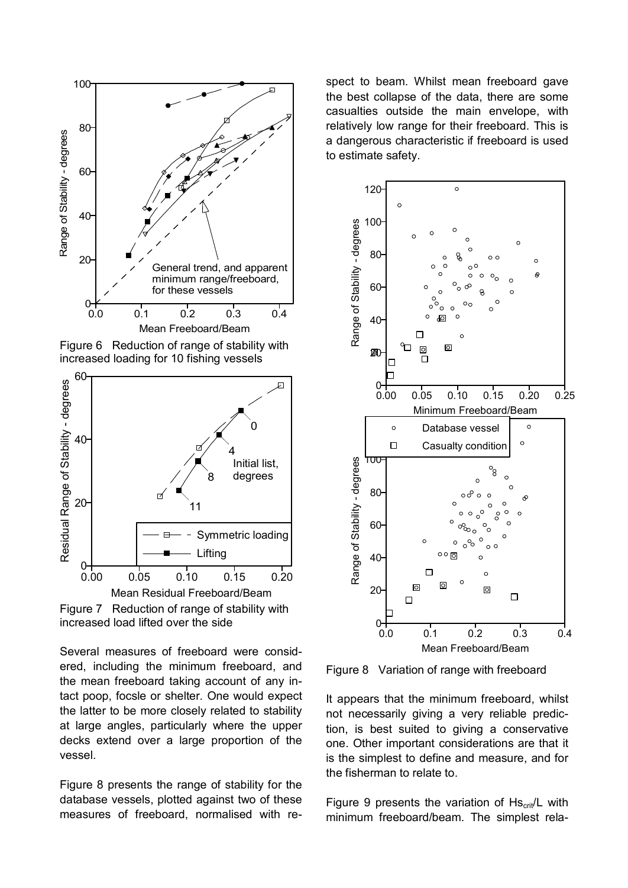Figure 6 Reduction of range of stability with increased loading for 10 fishing vessels

Figure 7 Reduction of range of stability with increased load lifted over the side

Several measures of freeboard were considered, including the minimum freeboard, and the mean freeboard taking account of any intact poop, focsle or shelter. One would expect the latter to be more closely related to stability at large angles, particularly where the upper decks extend over a large proportion of the vessel.

Figure 8 presents the range of stability for the database vessels, plotted against two of these measures of freeboard, normalised with respect to beam. Whilst mean freeboard gave the best collapse of the data, there are some casualties outside the main envelope, with relatively low range for their freeboard. This is a dangerous characteristic if freeboard is used to estimate safety.

Figure 8 Variation of range with freeboard

It appears that the minimum freeboard, whilst not necessarily giving a very reliable prediction, is best suited to giving a conservative one. Other important considerations are that it is the simplest to define and measure, and for the fisherman to relate to.

Figure 9 presents the variation of $Hs_{crit}/L$ with minimum freeboard/beam. The simplest rela-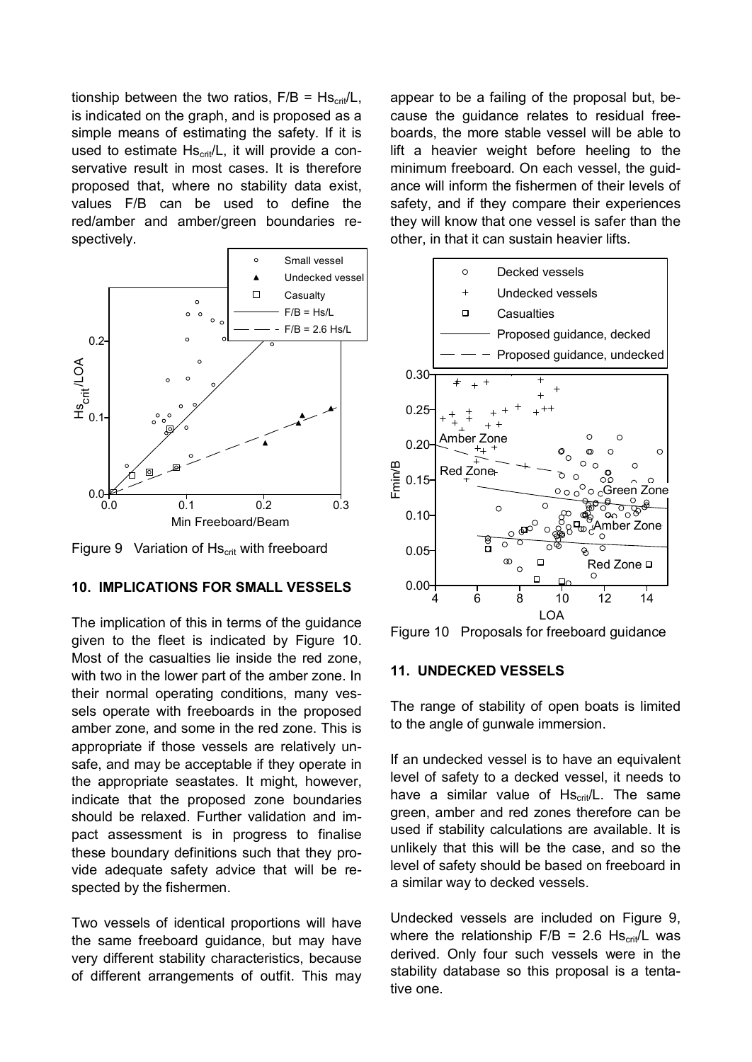tionship between the two ratios, $F/B = Hs_{crit}/L$, is indicated on the graph, and is proposed as a simple means of estimating the safety. If it is used to estimate $Hs_{crit}/L$, it will provide a conservative result in most cases. It is therefore proposed that, where no stability data exist, values F/B can be used to define the red/amber and amber/green boundaries respectively.

Figure 9 Variation of $Hs_{crit}$ with freeboard

## 10. IMPLICATIONS FOR SMALL VESSELS

The implication of this in terms of the guidance given to the fleet is indicated by Figure 10. Most of the casualties lie inside the red zone, with two in the lower part of the amber zone. In their normal operating conditions, many vessels operate with freeboards in the proposed amber zone, and some in the red zone. This is appropriate if those vessels are relatively unsafe, and may be acceptable if they operate in the appropriate seastates. It might, however, indicate that the proposed zone boundaries should be relaxed. Further validation and impact assessment is in progress to finalise these boundary definitions such that they provide adequate safety advice that will be respected by the fishermen.

Two vessels of identical proportions will have the same freeboard guidance, but may have very different stability characteristics, because of different arrangements of outfit. This may appear to be a failing of the proposal but, because the guidance relates to residual freeboards, the more stable vessel will be able to lift a heavier weight before heeling to the minimum freeboard. On each vessel, the guidance will inform the fishermen of their levels of safety, and if they compare their experiences they will know that one vessel is safer than the other, in that it can sustain heavier lifts.

Figure 10 Proposals for freeboard guidance

## 11. UNDECKED VESSELS

The range of stability of open boats is limited to the angle of gunwale immersion.

If an undecked vessel is to have an equivalent level of safety to a decked vessel, it needs to have a similar value of $Hs_{crit}/L$. The same green, amber and red zones therefore can be used if stability calculations are available. It is unlikely that this will be the case, and so the level of safety should be based on freeboard in a similar way to decked vessels.

Undecked vessels are included on Figure 9, where the relationship $F/B = 2.6\ Hs_{crit}/L$ was derived. Only four such vessels were in the stability database so this proposal is a tentative one.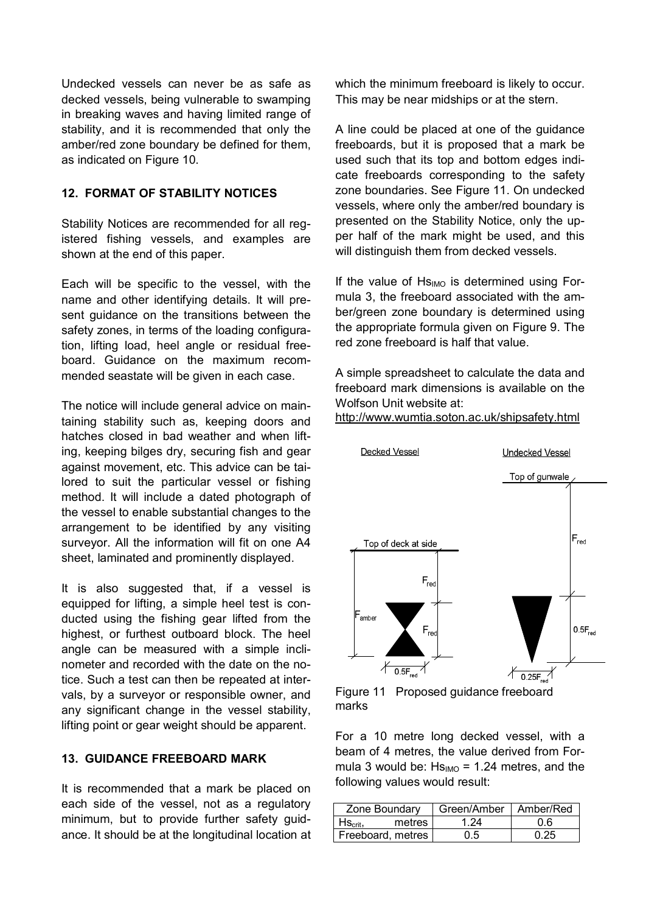Undecked vessels can never be as safe as decked vessels, being vulnerable to swamping in breaking waves and having limited range of stability, and it is recommended that only the amber/red zone boundary be defined for them, as indicated on Figure 10.

## 12. FORMAT OF STABILITY NOTICES

Stability Notices are recommended for all registered fishing vessels, and examples are shown at the end of this paper.

Each will be specific to the vessel, with the name and other identifying details. It will present guidance on the transitions between the safety zones, in terms of the loading configuration, lifting load, heel angle or residual freeboard. Guidance on the maximum recommended seastate will be given in each case.

The notice will include general advice on maintaining stability such as, keeping doors and hatches closed in bad weather and when lifting, keeping bilges dry, securing fish and gear against movement, etc. This advice can be tailored to suit the particular vessel or fishing method. It will include a dated photograph of the vessel to enable substantial changes to the arrangement to be identified by any visiting surveyor. All the information will fit on one A4 sheet, laminated and prominently displayed.

It is also suggested that, if a vessel is equipped for lifting, a simple heel test is conducted using the fishing gear lifted from the highest, or furthest outboard block. The heel angle can be measured with a simple inclinometer and recorded with the date on the notice. Such a test can then be repeated at intervals, by a surveyor or responsible owner, and any significant change in the vessel stability, lifting point or gear weight should be apparent.

## 13. GUIDANCE FREEBOARD MARK

It is recommended that a mark be placed on each side of the vessel, not as a regulatory minimum, but to provide further safety guidance. It should be at the longitudinal location at which the minimum freeboard is likely to occur. This may be near midships or at the stern.

A line could be placed at one of the guidance freeboards, but it is proposed that a mark be used such that its top and bottom edges indicate freeboards corresponding to the safety zone boundaries. See Figure 11. On undecked vessels, where only the amber/red boundary is presented on the Stability Notice, only the upper half of the mark might be used, and this will distinguish them from decked vessels.

If the value of $Hs_{IMO}$ is determined using Formula 3, the freeboard associated with the amber/green zone boundary is determined using the appropriate formula given on Figure 9. The red zone freeboard is half that value.

A simple spreadsheet to calculate the data and freeboard mark dimensions is available on the Wolfson Unit website at:
http://www.wumtia.soton.ac.uk/shipsafety.html

Figure 11 Proposed guidance freeboard marks

For a 10 metre long decked vessel, with a beam of 4 metres, the value derived from Formula 3 would be: $Hs_{IMO}$ = 1.24 metres, and the following values would result:

| Zone Boundary | Green/Amber | Amber/Red |
|---|---|---|
| $Hs_{crit}$, metres | 1.24 | 0.6 |
| Freeboard, metres | 0.5 | 0.25 |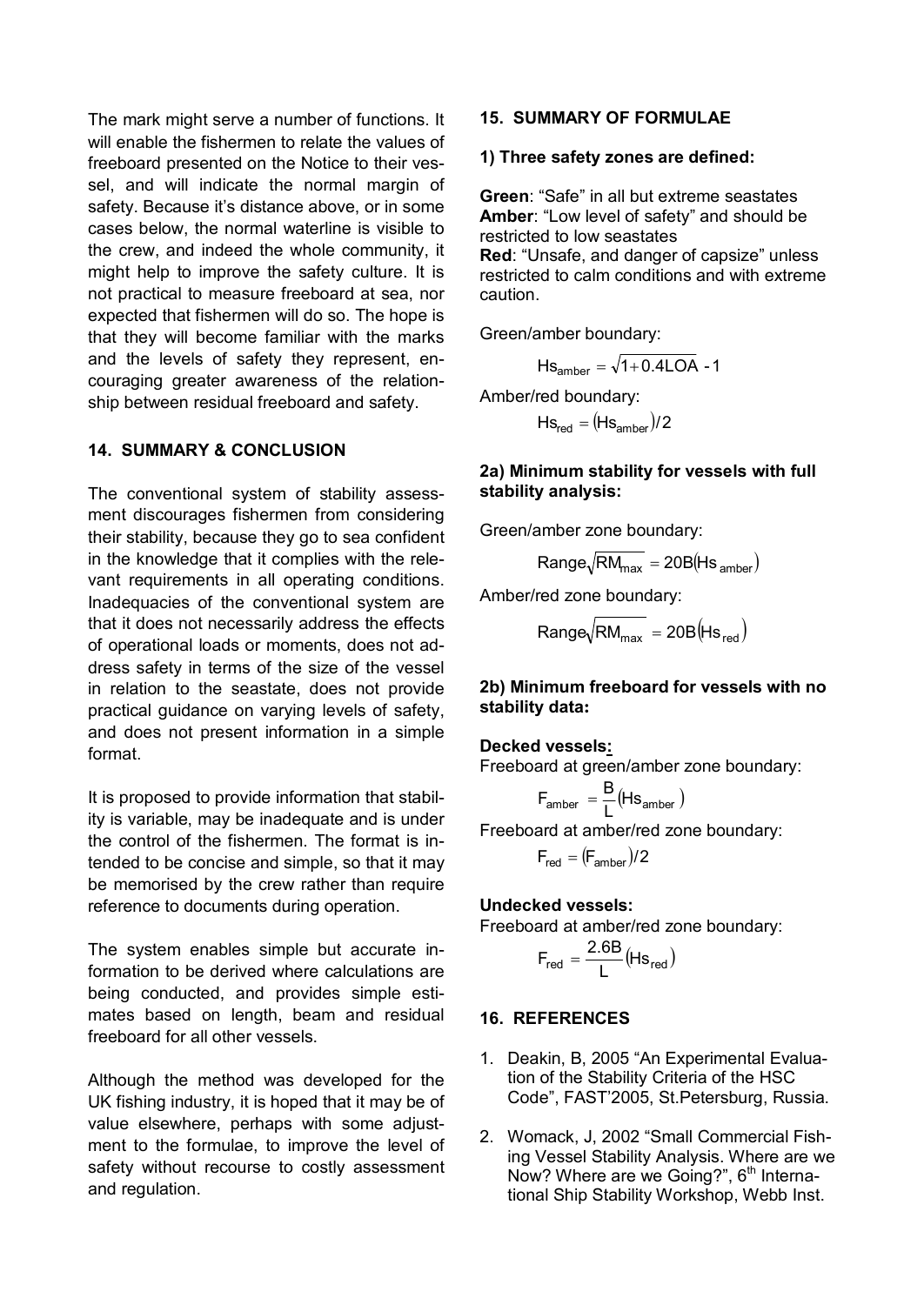The mark might serve a number of functions. It will enable the fishermen to relate the values of freeboard presented on the Notice to their vessel, and will indicate the normal margin of safety. Because it's distance above, or in some cases below, the normal waterline is visible to the crew, and indeed the whole community, it might help to improve the safety culture. It is not practical to measure freeboard at sea, nor expected that fishermen will do so. The hope is that they will become familiar with the marks and the levels of safety they represent, encouraging greater awareness of the relationship between residual freeboard and safety.

## 14. SUMMARY & CONCLUSION

The conventional system of stability assessment discourages fishermen from considering their stability, because they go to sea confident in the knowledge that it complies with the relevant requirements in all operating conditions. Inadequacies of the conventional system are that it does not necessarily address the effects of operational loads or moments, does not address safety in terms of the size of the vessel in relation to the seastate, does not provide practical guidance on varying levels of safety, and does not present information in a simple format.

It is proposed to provide information that stability is variable, may be inadequate and is under the control of the fishermen. The format is intended to be concise and simple, so that it may be memorised by the crew rather than require reference to documents during operation.

The system enables simple but accurate information to be derived where calculations are being conducted, and provides simple estimates based on length, beam and residual freeboard for all other vessels.

Although the method was developed for the UK fishing industry, it is hoped that it may be of value elsewhere, perhaps with some adjustment to the formulae, to improve the level of safety without recourse to costly assessment and regulation.

## 15. SUMMARY OF FORMULAE

### 1) Three safety zones are defined:

**Green**: "Safe" in all but extreme seastates
**Amber**: "Low level of safety" and should be restricted to low seastates
**Red**: "Unsafe, and danger of capsize" unless restricted to calm conditions and with extreme caution.

Green/amber boundary:

$$Hs_{amber} = \sqrt{1+0.4LOA} - 1$$

Amber/red boundary:

$$Hs_{red} = (Hs_{amber})/2$$

### 2a) Minimum stability for vessels with full stability analysis:

Green/amber zone boundary:

$$Range\sqrt{RM_{max}} = 20B(Hs_{amber})$$

Amber/red zone boundary:

$$Range\sqrt{RM_{max}} = 20B(Hs_{red})$$

### 2b) Minimum freeboard for vessels with no stability data:

**Decked vessels:**
Freeboard at green/amber zone boundary:

$$F_{amber} = \frac{B}{L}(Hs_{amber})$$

Freeboard at amber/red zone boundary:

$$F_{red} = (F_{amber})/2$$

**Undecked vessels:**
Freeboard at amber/red zone boundary:

$$F_{red} = \frac{2.6B}{L}(Hs_{red})$$

## 16. REFERENCES

1. Deakin, B, 2005 "An Experimental Evaluation of the Stability Criteria of the HSC Code", FAST'2005, St.Petersburg, Russia.

2. Womack, J, 2002 "Small Commercial Fishing Vessel Stability Analysis. Where are we Now? Where are we Going?", 6th International Ship Stability Workshop, Webb Inst.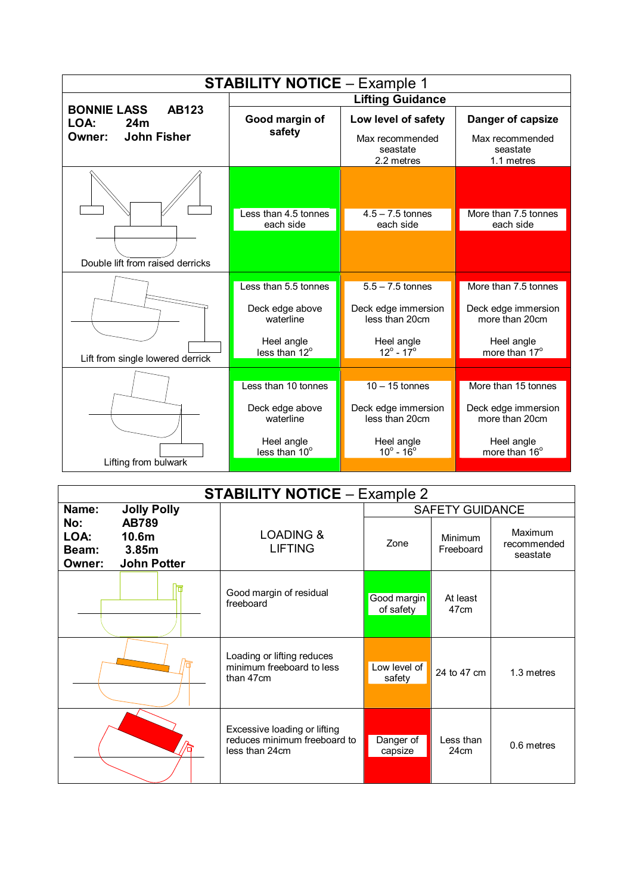# STABILITY NOTICE – Example 1

| BONNIE LASS AB123<br>LOA: 24m<br>Owner: John Fisher | Lifting Guidance | | |
|---|---|---|---|
| | **Good margin of safety** | **Low level of safety**<br>Max recommended seastate 2.2 metres | **Danger of capsize**<br>Max recommended seastate 1.1 metres |
| Double lift from raised derricks | Less than 4.5 tonnes each side | 4.5 – 7.5 tonnes each side | More than 7.5 tonnes each side |
| Lift from single lowered derrick | Less than 5.5 tonnes<br>Deck edge above waterline<br>Heel angle less than 12° | 5.5 – 7.5 tonnes<br>Deck edge immersion less than 20cm<br>Heel angle 12° - 17° | More than 7.5 tonnes<br>Deck edge immersion more than 20cm<br>Heel angle more than 17° |
| Lifting from bulwark | Less than 10 tonnes<br>Deck edge above waterline<br>Heel angle less than 10° | 10 – 15 tonnes<br>Deck edge immersion less than 20cm<br>Heel angle 10° - 16° | More than 15 tonnes<br>Deck edge immersion more than 20cm<br>Heel angle more than 16° |

# STABILITY NOTICE – Example 2

| Name: Jolly Polly<br>No: AB789<br>LOA: 10.6m<br>Beam: 3.85m<br>Owner: John Potter | LOADING & LIFTING | SAFETY GUIDANCE | | |
|---|---|---|---|---|
| | | Zone | Minimum Freeboard | Maximum recommended seastate |
| | Good margin of residual freeboard | Good margin of safety | At least 47cm | |
| | Loading or lifting reduces minimum freeboard to less than 47cm | Low level of safety | 24 to 47 cm | 1.3 metres |
| | Excessive loading or lifting reduces minimum freeboard to less than 24cm | Danger of capsize | Less than 24cm | 0.6 metres |